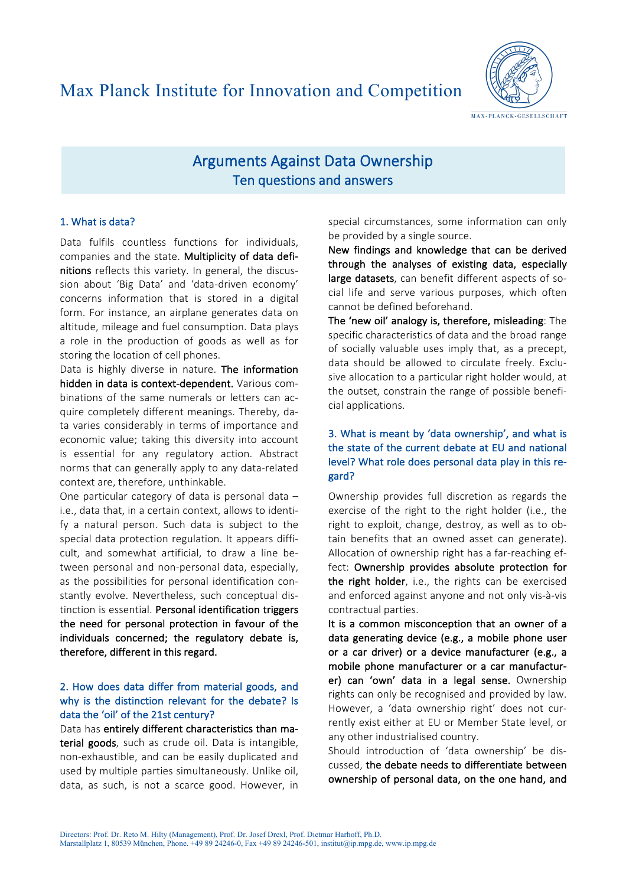# Max Planck Institute for Innovation and Competition

## Arguments Against Data Ownership
### Ten questions and answers

### 1. What is data?

Data fulfils countless functions for individuals, companies and the state. **Multiplicity of data definitions** reflects this variety. In general, the discussion about 'Big Data' and 'data-driven economy' concerns information that is stored in a digital form. For instance, an airplane generates data on altitude, mileage and fuel consumption. Data plays a role in the production of goods as well as for storing the location of cell phones.

Data is highly diverse in nature. **The information hidden in data is context-dependent.** Various combinations of the same numerals or letters can acquire completely different meanings. Thereby, data varies considerably in terms of importance and economic value; taking this diversity into account is essential for any regulatory action. Abstract norms that can generally apply to any data-related context are, therefore, unthinkable.

One particular category of data is personal data – i.e., data that, in a certain context, allows to identify a natural person. Such data is subject to the special data protection regulation. It appears difficult, and somewhat artificial, to draw a line between personal and non-personal data, especially, as the possibilities for personal identification constantly evolve. Nevertheless, such conceptual distinction is essential. **Personal identification triggers the need for personal protection in favour of the individuals concerned; the regulatory debate is, therefore, different in this regard.**

### 2. How does data differ from material goods, and why is the distinction relevant for the debate? Is data the 'oil' of the 21st century?

Data has **entirely different characteristics than material goods**, such as crude oil. Data is intangible, non-exhaustible, and can be easily duplicated and used by multiple parties simultaneously. Unlike oil, data, as such, is not a scarce good. However, in special circumstances, some information can only be provided by a single source.

**New findings and knowledge that can be derived through the analyses of existing data, especially large datasets**, can benefit different aspects of social life and serve various purposes, which often cannot be defined beforehand.

**The 'new oil' analogy is, therefore, misleading**: The specific characteristics of data and the broad range of socially valuable uses imply that, as a precept, data should be allowed to circulate freely. Exclusive allocation to a particular right holder would, at the outset, constrain the range of possible beneficial applications.

### 3. What is meant by 'data ownership', and what is the state of the current debate at EU and national level? What role does personal data play in this regard?

Ownership provides full discretion as regards the exercise of the right to the right holder (i.e., the right to exploit, change, destroy, as well as to obtain benefits that an owned asset can generate). Allocation of ownership right has a far-reaching effect: **Ownership provides absolute protection for the right holder**, i.e., the rights can be exercised and enforced against anyone and not only vis-à-vis contractual parties.

**It is a common misconception that an owner of a data generating device (e.g., a mobile phone user or a car driver) or a device manufacturer (e.g., a mobile phone manufacturer or a car manufacturer) can 'own' data in a legal sense.** Ownership rights can only be recognised and provided by law. However, a 'data ownership right' does not currently exist either at EU or Member State level, or any other industrialised country.

Should introduction of 'data ownership' be discussed, **the debate needs to differentiate between ownership of personal data, on the one hand, and**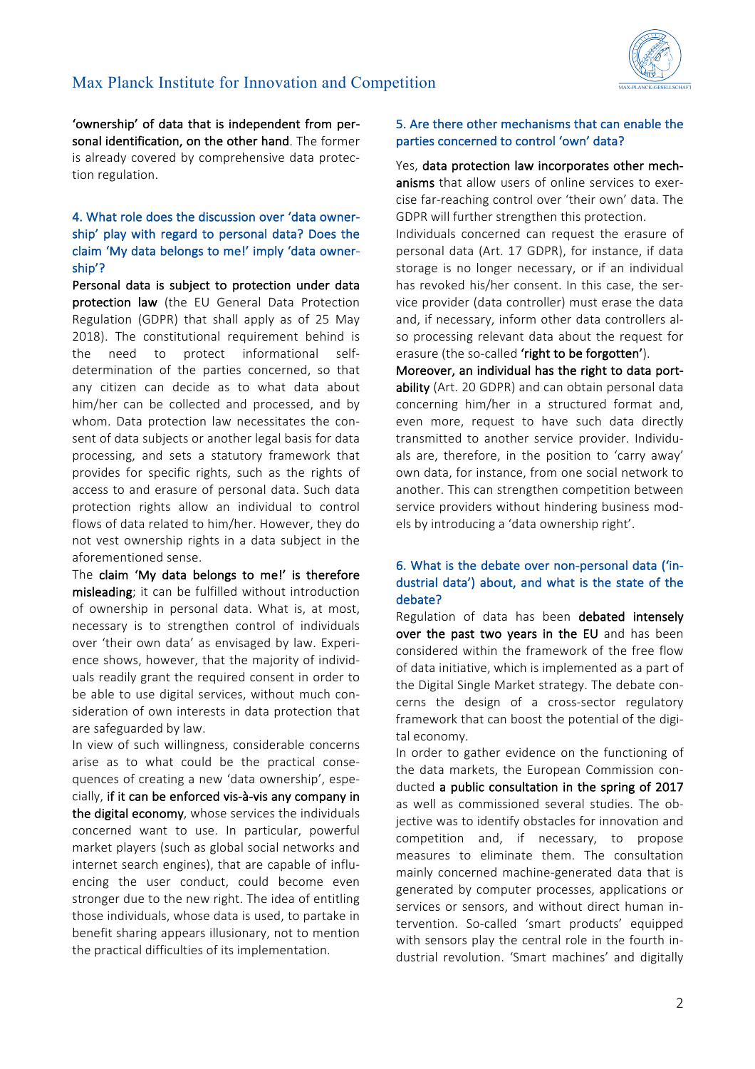**'ownership' of data that is independent from personal identification, on the other hand**. The former is already covered by comprehensive data protection regulation.

## 4. What role does the discussion over 'data ownership' play with regard to personal data? Does the claim 'My data belongs to me!' imply 'data ownership'?

**Personal data is subject to protection under data protection law** (the EU General Data Protection Regulation (GDPR) that shall apply as of 25 May 2018). The constitutional requirement behind is the need to protect informational self-determination of the parties concerned, so that any citizen can decide as to what data about him/her can be collected and processed, and by whom. Data protection law necessitates the consent of data subjects or another legal basis for data processing, and sets a statutory framework that provides for specific rights, such as the rights of access to and erasure of personal data. Such data protection rights allow an individual to control flows of data related to him/her. However, they do not vest ownership rights in a data subject in the aforementioned sense.

The **claim 'My data belongs to me!' is therefore misleading**; it can be fulfilled without introduction of ownership in personal data. What is, at most, necessary is to strengthen control of individuals over 'their own data' as envisaged by law. Experience shows, however, that the majority of individuals readily grant the required consent in order to be able to use digital services, without much consideration of own interests in data protection that are safeguarded by law.

In view of such willingness, considerable concerns arise as to what could be the practical consequences of creating a new 'data ownership', especially, **if it can be enforced vis-à-vis any company in the digital economy**, whose services the individuals concerned want to use. In particular, powerful market players (such as global social networks and internet search engines), that are capable of influencing the user conduct, could become even stronger due to the new right. The idea of entitling those individuals, whose data is used, to partake in benefit sharing appears illusionary, not to mention the practical difficulties of its implementation.

## 5. Are there other mechanisms that can enable the parties concerned to control 'own' data?

Yes, **data protection law incorporates other mechanisms** that allow users of online services to exercise far-reaching control over 'their own' data. The GDPR will further strengthen this protection.

Individuals concerned can request the erasure of personal data (Art. 17 GDPR), for instance, if data storage is no longer necessary, or if an individual has revoked his/her consent. In this case, the service provider (data controller) must erase the data and, if necessary, inform other data controllers also processing relevant data about the request for erasure (the so-called **'right to be forgotten'**).

**Moreover, an individual has the right to data portability** (Art. 20 GDPR) and can obtain personal data concerning him/her in a structured format and, even more, request to have such data directly transmitted to another service provider. Individuals are, therefore, in the position to 'carry away' own data, for instance, from one social network to another. This can strengthen competition between service providers without hindering business models by introducing a 'data ownership right'.

## 6. What is the debate over non-personal data ('industrial data') about, and what is the state of the debate?

Regulation of data has been **debated intensely over the past two years in the EU** and has been considered within the framework of the free flow of data initiative, which is implemented as a part of the Digital Single Market strategy. The debate concerns the design of a cross-sector regulatory framework that can boost the potential of the digital economy.

In order to gather evidence on the functioning of the data markets, the European Commission conducted **a public consultation in the spring of 2017** as well as commissioned several studies. The objective was to identify obstacles for innovation and competition and, if necessary, to propose measures to eliminate them. The consultation mainly concerned machine-generated data that is generated by computer processes, applications or services or sensors, and without direct human intervention. So-called 'smart products' equipped with sensors play the central role in the fourth industrial revolution. 'Smart machines' and digitally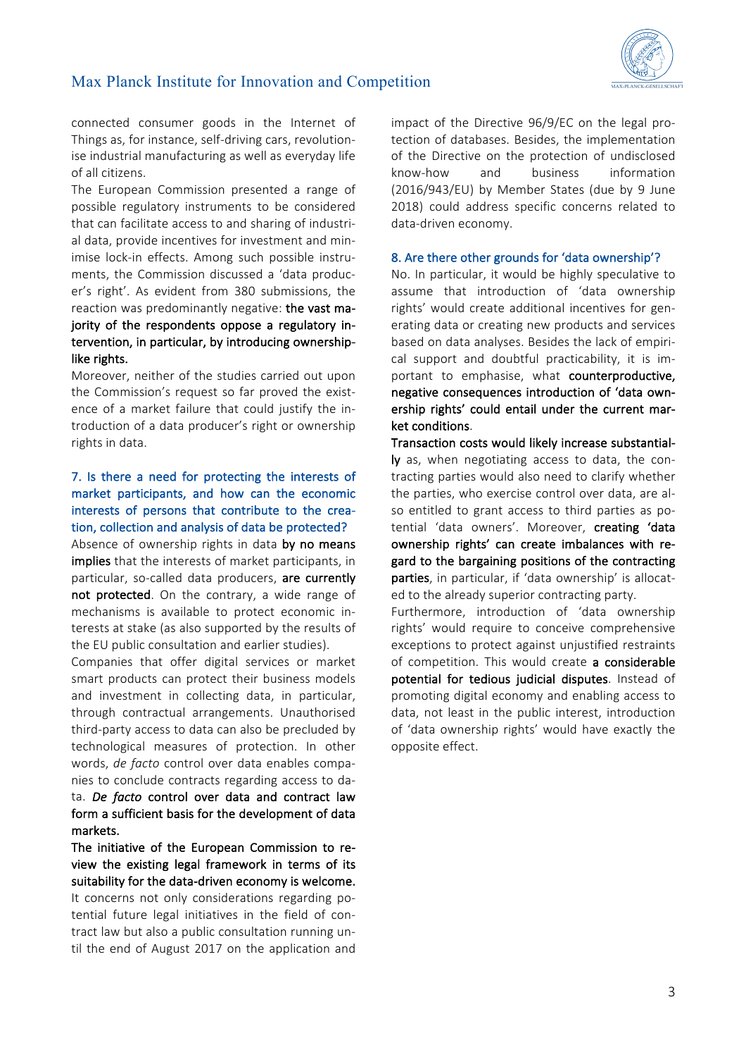connected consumer goods in the Internet of Things as, for instance, self-driving cars, revolutionise industrial manufacturing as well as everyday life of all citizens.

The European Commission presented a range of possible regulatory instruments to be considered that can facilitate access to and sharing of industrial data, provide incentives for investment and minimise lock-in effects. Among such possible instruments, the Commission discussed a 'data producer's right'. As evident from 380 submissions, the reaction was predominantly negative: **the vast majority of the respondents oppose a regulatory intervention, in particular, by introducing ownership-like rights.**

Moreover, neither of the studies carried out upon the Commission's request so far proved the existence of a market failure that could justify the introduction of a data producer's right or ownership rights in data.

## 7. Is there a need for protecting the interests of market participants, and how can the economic interests of persons that contribute to the creation, collection and analysis of data be protected?

Absence of ownership rights in data **by no means implies** that the interests of market participants, in particular, so-called data producers, **are currently not protected**. On the contrary, a wide range of mechanisms is available to protect economic interests at stake (as also supported by the results of the EU public consultation and earlier studies).

Companies that offer digital services or market smart products can protect their business models and investment in collecting data, in particular, through contractual arrangements. Unauthorised third-party access to data can also be precluded by technological measures of protection. In other words, *de facto* control over data enables companies to conclude contracts regarding access to data. ***De facto*** **control over data and contract law form a sufficient basis for the development of data markets.**

**The initiative of the European Commission to review the existing legal framework in terms of its suitability for the data-driven economy is welcome.** It concerns not only considerations regarding potential future legal initiatives in the field of contract law but also a public consultation running until the end of August 2017 on the application and impact of the Directive 96/9/EC on the legal protection of databases. Besides, the implementation of the Directive on the protection of undisclosed know-how and business information (2016/943/EU) by Member States (due by 9 June 2018) could address specific concerns related to data-driven economy.

## 8. Are there other grounds for 'data ownership'?

No. In particular, it would be highly speculative to assume that introduction of 'data ownership rights' would create additional incentives for generating data or creating new products and services based on data analyses. Besides the lack of empirical support and doubtful practicability, it is important to emphasise, what **counterproductive, negative consequences introduction of 'data ownership rights' could entail under the current market conditions**.

**Transaction costs would likely increase substantially** as, when negotiating access to data, the contracting parties would also need to clarify whether the parties, who exercise control over data, are also entitled to grant access to third parties as potential 'data owners'. Moreover, **creating 'data ownership rights' can create imbalances with regard to the bargaining positions of the contracting parties**, in particular, if 'data ownership' is allocated to the already superior contracting party.

Furthermore, introduction of 'data ownership rights' would require to conceive comprehensive exceptions to protect against unjustified restraints of competition. This would create **a considerable potential for tedious judicial disputes**. Instead of promoting digital economy and enabling access to data, not least in the public interest, introduction of 'data ownership rights' would have exactly the opposite effect.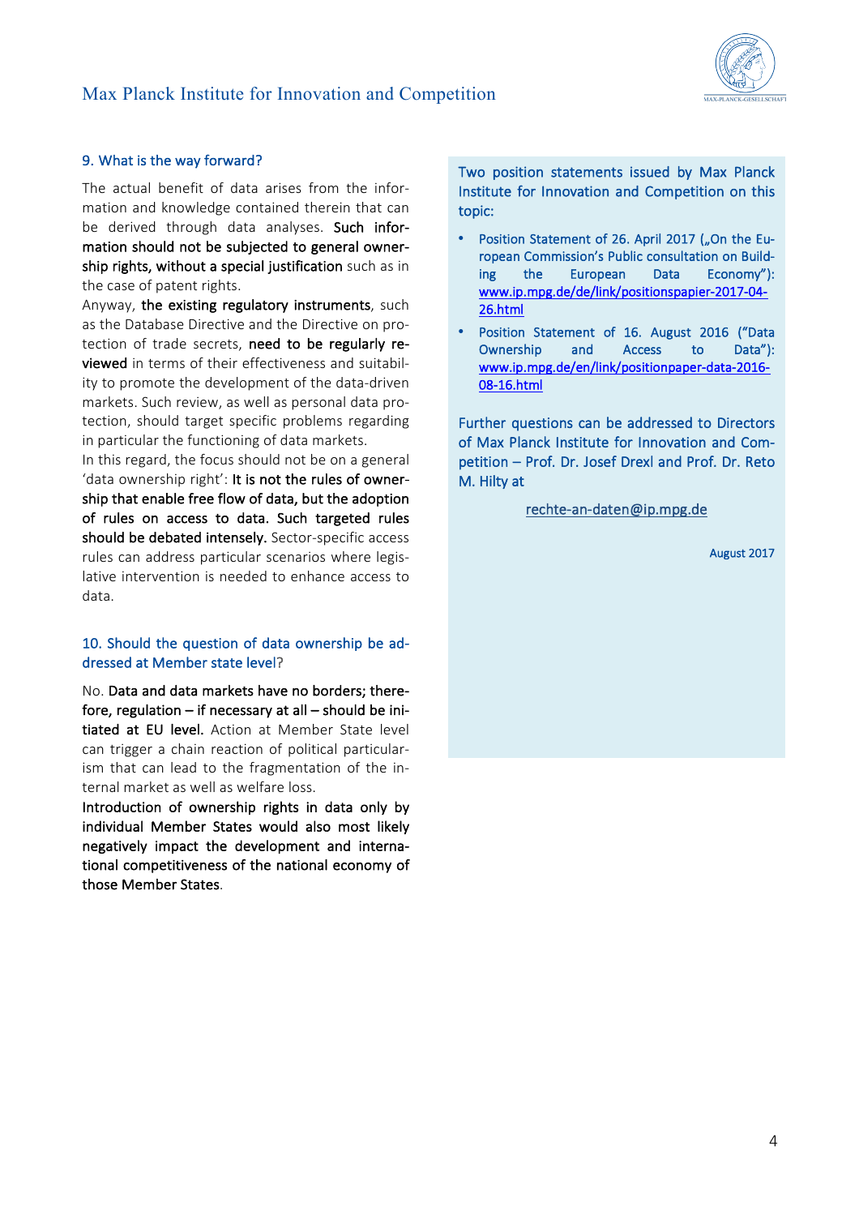## 9. What is the way forward?

The actual benefit of data arises from the information and knowledge contained therein that can be derived through data analyses. **Such information should not be subjected to general ownership rights, without a special justification** such as in the case of patent rights.

Anyway, **the existing regulatory instruments**, such as the Database Directive and the Directive on protection of trade secrets, **need to be regularly reviewed** in terms of their effectiveness and suitability to promote the development of the data-driven markets. Such review, as well as personal data protection, should target specific problems regarding in particular the functioning of data markets.

In this regard, the focus should not be on a general 'data ownership right': **It is not the rules of ownership that enable free flow of data, but the adoption of rules on access to data. Such targeted rules should be debated intensely.** Sector-specific access rules can address particular scenarios where legislative intervention is needed to enhance access to data.

## 10. Should the question of data ownership be addressed at Member state level?

No. **Data and data markets have no borders; therefore, regulation – if necessary at all – should be initiated at EU level.** Action at Member State level can trigger a chain reaction of political particularism that can lead to the fragmentation of the internal market as well as welfare loss.

**Introduction of ownership rights in data only by individual Member States would also most likely negatively impact the development and international competitiveness of the national economy of those Member States.**

---

Two position statements issued by Max Planck Institute for Innovation and Competition on this topic:

- Position Statement of 26. April 2017 („On the European Commission's Public consultation on Building the European Data Economy"): www.ip.mpg.de/de/link/positionspapier-2017-04-26.html
- Position Statement of 16. August 2016 ("Data Ownership and Access to Data"): www.ip.mpg.de/en/link/positionpaper-data-2016-08-16.html

Further questions can be addressed to Directors of Max Planck Institute for Innovation and Competition – Prof. Dr. Josef Drexl and Prof. Dr. Reto M. Hilty at

rechte-an-daten@ip.mpg.de

August 2017